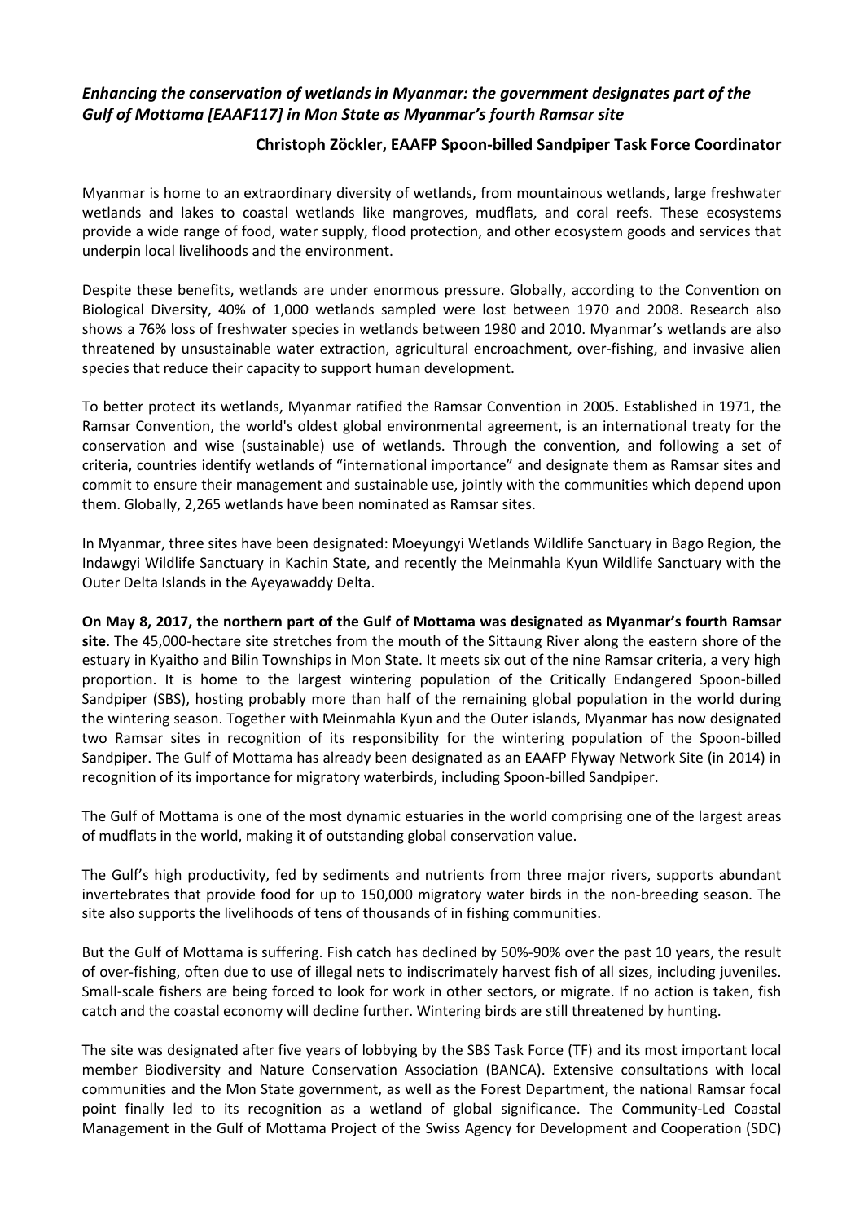***Enhancing the conservation of wetlands in Myanmar: the government designates part of the Gulf of Mottama [EAAF117] in Mon State as Myanmar's fourth Ramsar site***

**Christoph Zöckler, EAAFP Spoon-billed Sandpiper Task Force Coordinator**

Myanmar is home to an extraordinary diversity of wetlands, from mountainous wetlands, large freshwater wetlands and lakes to coastal wetlands like mangroves, mudflats, and coral reefs. These ecosystems provide a wide range of food, water supply, flood protection, and other ecosystem goods and services that underpin local livelihoods and the environment.

Despite these benefits, wetlands are under enormous pressure. Globally, according to the Convention on Biological Diversity, 40% of 1,000 wetlands sampled were lost between 1970 and 2008. Research also shows a 76% loss of freshwater species in wetlands between 1980 and 2010. Myanmar's wetlands are also threatened by unsustainable water extraction, agricultural encroachment, over-fishing, and invasive alien species that reduce their capacity to support human development.

To better protect its wetlands, Myanmar ratified the Ramsar Convention in 2005. Established in 1971, the Ramsar Convention, the world's oldest global environmental agreement, is an international treaty for the conservation and wise (sustainable) use of wetlands. Through the convention, and following a set of criteria, countries identify wetlands of "international importance" and designate them as Ramsar sites and commit to ensure their management and sustainable use, jointly with the communities which depend upon them. Globally, 2,265 wetlands have been nominated as Ramsar sites.

In Myanmar, three sites have been designated: Moeyungyi Wetlands Wildlife Sanctuary in Bago Region, the Indawgyi Wildlife Sanctuary in Kachin State, and recently the Meinmahla Kyun Wildlife Sanctuary with the Outer Delta Islands in the Ayeyawaddy Delta.

**On May 8, 2017, the northern part of the Gulf of Mottama was designated as Myanmar's fourth Ramsar site**. The 45,000-hectare site stretches from the mouth of the Sittaung River along the eastern shore of the estuary in Kyaitho and Bilin Townships in Mon State. It meets six out of the nine Ramsar criteria, a very high proportion. It is home to the largest wintering population of the Critically Endangered Spoon-billed Sandpiper (SBS), hosting probably more than half of the remaining global population in the world during the wintering season. Together with Meinmahla Kyun and the Outer islands, Myanmar has now designated two Ramsar sites in recognition of its responsibility for the wintering population of the Spoon-billed Sandpiper. The Gulf of Mottama has already been designated as an EAAFP Flyway Network Site (in 2014) in recognition of its importance for migratory waterbirds, including Spoon-billed Sandpiper.

The Gulf of Mottama is one of the most dynamic estuaries in the world comprising one of the largest areas of mudflats in the world, making it of outstanding global conservation value.

The Gulf's high productivity, fed by sediments and nutrients from three major rivers, supports abundant invertebrates that provide food for up to 150,000 migratory water birds in the non-breeding season. The site also supports the livelihoods of tens of thousands of in fishing communities.

But the Gulf of Mottama is suffering. Fish catch has declined by 50%-90% over the past 10 years, the result of over-fishing, often due to use of illegal nets to indiscrimately harvest fish of all sizes, including juveniles. Small-scale fishers are being forced to look for work in other sectors, or migrate. If no action is taken, fish catch and the coastal economy will decline further. Wintering birds are still threatened by hunting.

The site was designated after five years of lobbying by the SBS Task Force (TF) and its most important local member Biodiversity and Nature Conservation Association (BANCA). Extensive consultations with local communities and the Mon State government, as well as the Forest Department, the national Ramsar focal point finally led to its recognition as a wetland of global significance. The Community-Led Coastal Management in the Gulf of Mottama Project of the Swiss Agency for Development and Cooperation (SDC)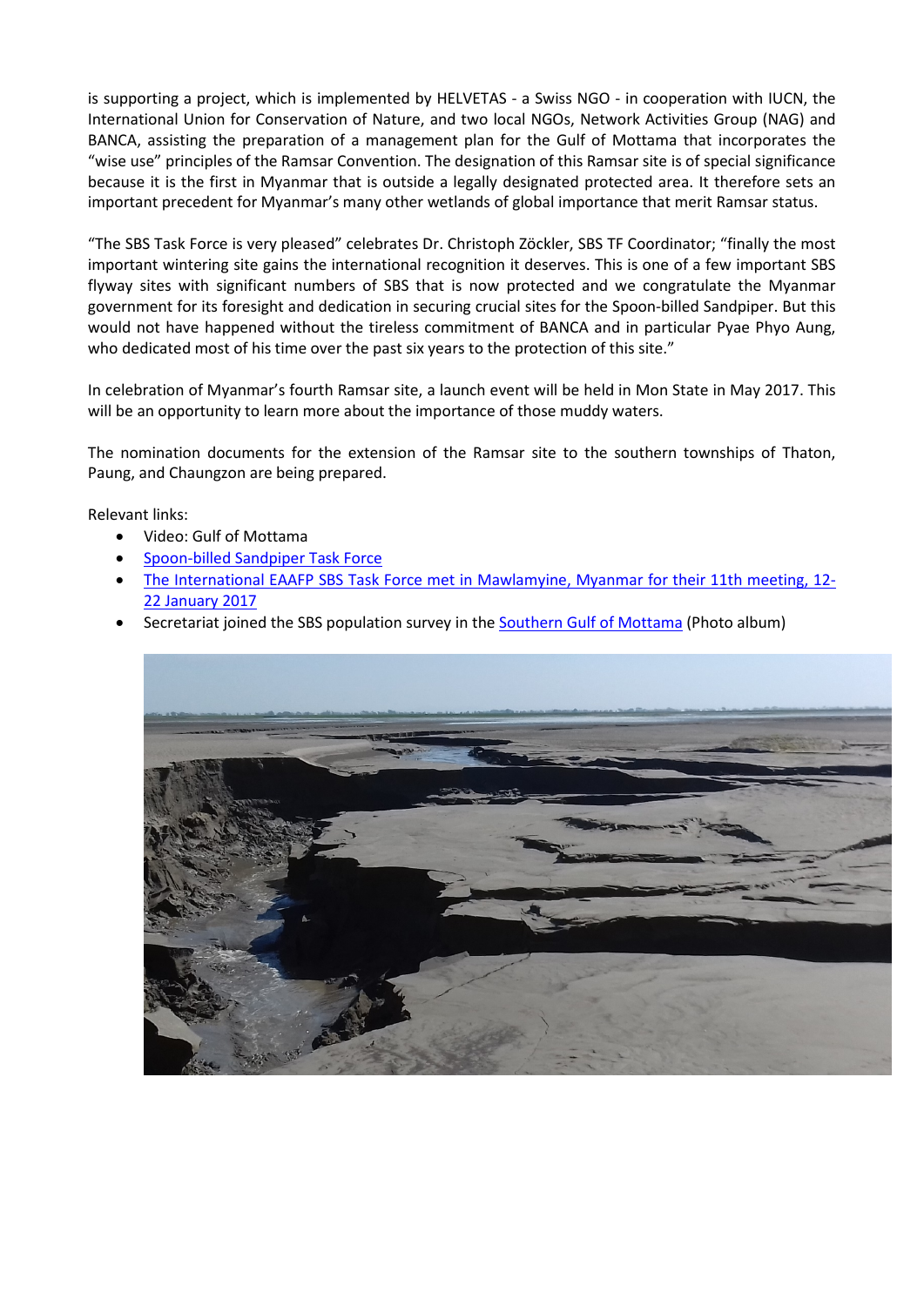is supporting a project, which is implemented by HELVETAS - a Swiss NGO - in cooperation with IUCN, the International Union for Conservation of Nature, and two local NGOs, Network Activities Group (NAG) and BANCA, assisting the preparation of a management plan for the Gulf of Mottama that incorporates the "wise use" principles of the Ramsar Convention. The designation of this Ramsar site is of special significance because it is the first in Myanmar that is outside a legally designated protected area. It therefore sets an important precedent for Myanmar's many other wetlands of global importance that merit Ramsar status.

"The SBS Task Force is very pleased" celebrates Dr. Christoph Zöckler, SBS TF Coordinator; "finally the most important wintering site gains the international recognition it deserves. This is one of a few important SBS flyway sites with significant numbers of SBS that is now protected and we congratulate the Myanmar government for its foresight and dedication in securing crucial sites for the Spoon-billed Sandpiper. But this would not have happened without the tireless commitment of BANCA and in particular Pyae Phyo Aung, who dedicated most of his time over the past six years to the protection of this site."

In celebration of Myanmar's fourth Ramsar site, a launch event will be held in Mon State in May 2017. This will be an opportunity to learn more about the importance of those muddy waters.

The nomination documents for the extension of the Ramsar site to the southern townships of Thaton, Paung, and Chaungzon are being prepared.

Relevant links:

- Video: Gulf of Mottama
- Spoon-billed Sandpiper Task Force
- The International EAAFP SBS Task Force met in Mawlamyine, Myanmar for their 11th meeting, 12-22 January 2017
- Secretariat joined the SBS population survey in the Southern Gulf of Mottama (Photo album)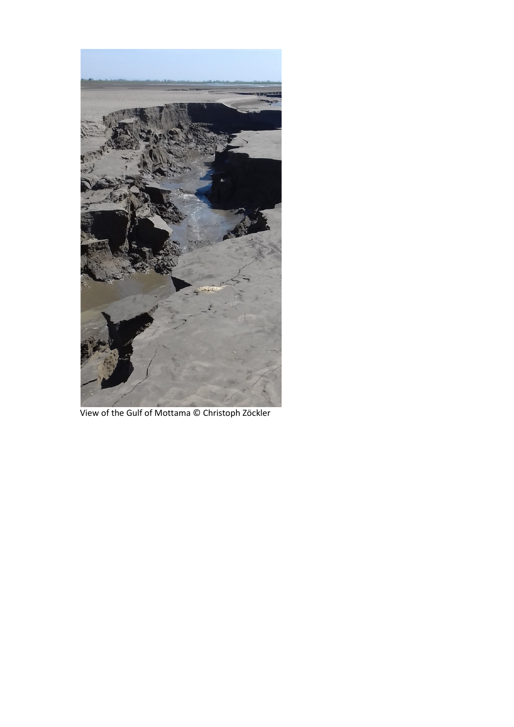View of the Gulf of Mottama © Christoph Zöckler